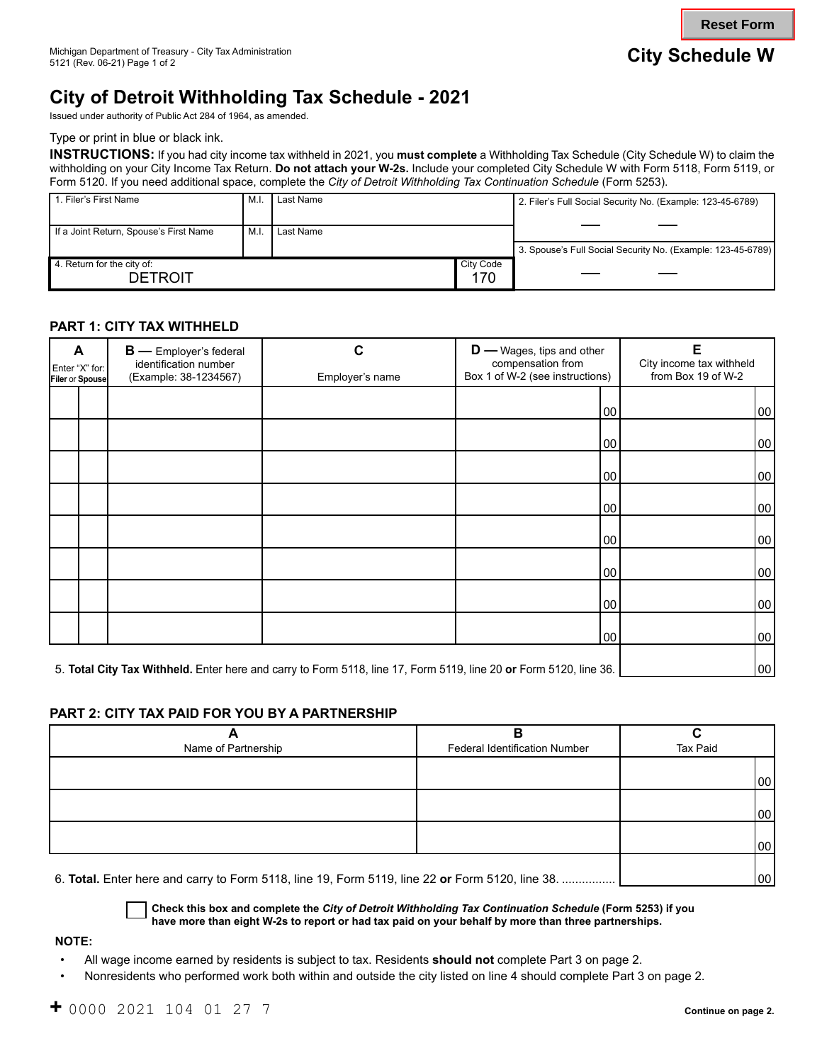Reset Form

Michigan Department of Treasury - City Tax Administration
5121 (Rev. 06-21) Page 1 of 2

**City Schedule W**

# City of Detroit Withholding Tax Schedule - 2021

Issued under authority of Public Act 284 of 1964, as amended.

Type or print in blue or black ink.

**INSTRUCTIONS:** If you had city income tax withheld in 2021, you **must complete** a Withholding Tax Schedule (City Schedule W) to claim the withholding on your City Income Tax Return. **Do not attach your W-2s.** Include your completed City Schedule W with Form 5118, Form 5119, or Form 5120. If you need additional space, complete the *City of Detroit Withholding Tax Continuation Schedule* (Form 5253).

| 1. Filer's First Name | M.I. | Last Name | 2. Filer's Full Social Security No. (Example: 123-45-6789) |
|---|---|---|---|
| If a Joint Return, Spouse's First Name | M.I. | Last Name | 3. Spouse's Full Social Security No. (Example: 123-45-6789) |
| 4. Return for the city of: DETROIT | | City Code 170 | |

## PART 1: CITY TAX WITHHELD

| A Enter "X" for: Filer | Spouse | B — Employer's federal identification number (Example: 38-1234567) | C Employer's name | D — Wages, tips and other compensation from Box 1 of W-2 (see instructions) | E City income tax withheld from Box 19 of W-2 |
|---|---|---|---|---|---|
| | | | | 00 | 00 |
| | | | | 00 | 00 |
| | | | | 00 | 00 |
| | | | | 00 | 00 |
| | | | | 00 | 00 |
| | | | | 00 | 00 |
| | | | | 00 | 00 |
| | | | | 00 | 00 |

5. **Total City Tax Withheld.** Enter here and carry to Form 5118, line 17, Form 5119, line 20 **or** Form 5120, line 36. ____ 00

## PART 2: CITY TAX PAID FOR YOU BY A PARTNERSHIP

| A Name of Partnership | B Federal Identification Number | C Tax Paid |
|---|---|---|
| | | 00 |
| | | 00 |
| | | 00 |

6. **Total.** Enter here and carry to Form 5118, line 19, Form 5119, line 22 **or** Form 5120, line 38. ................ ____ 00

☐ **Check this box and complete the *City of Detroit Withholding Tax Continuation Schedule* (Form 5253) if you have more than eight W-2s to report or had tax paid on your behalf by more than three partnerships.**

**NOTE:**

- All wage income earned by residents is subject to tax. Residents **should not** complete Part 3 on page 2.
- Nonresidents who performed work both within and outside the city listed on line 4 should complete Part 3 on page 2.

+ 0000 2021 104 01 27 7

**Continue on page 2.**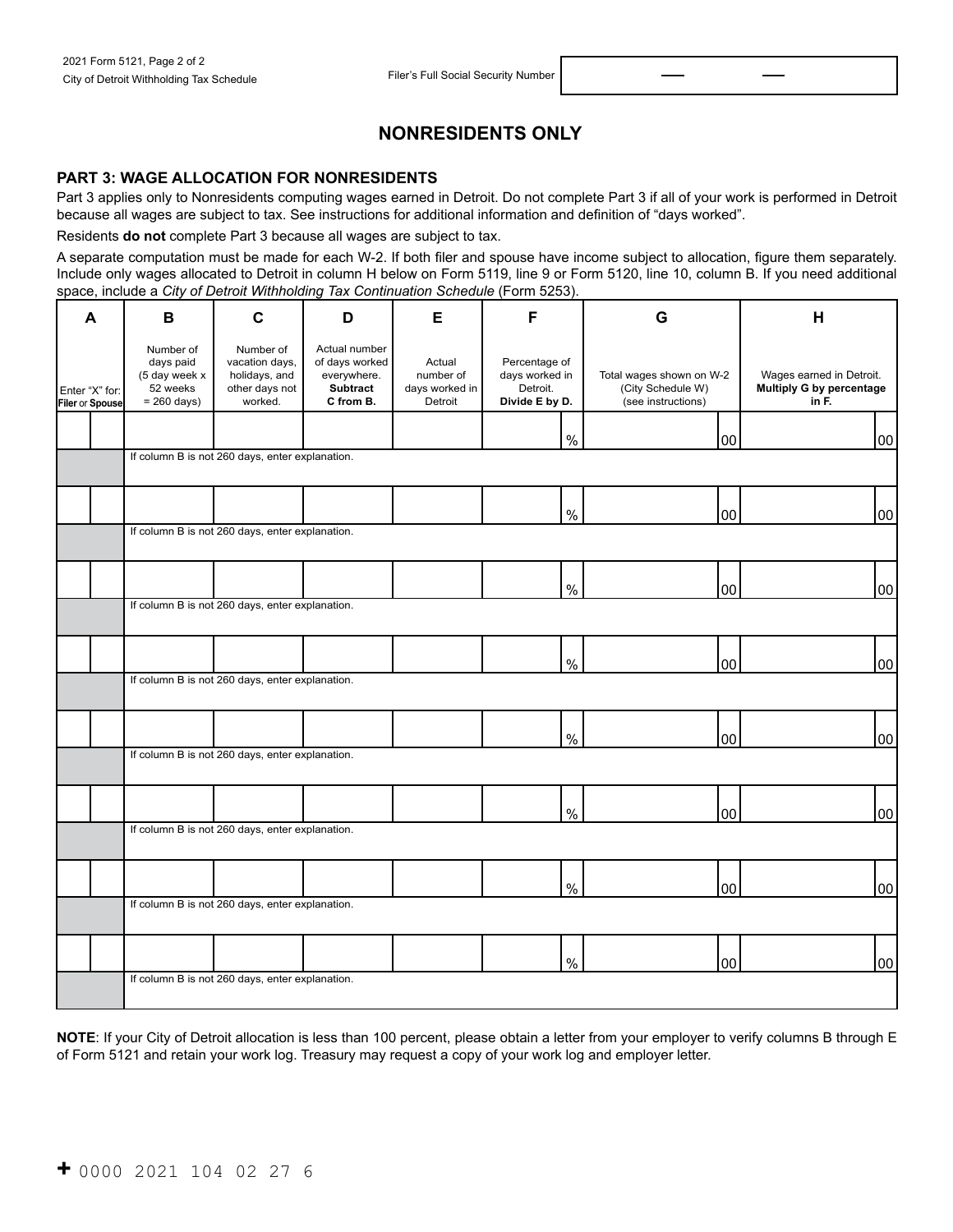Filer's Full Social Security Number

# NONRESIDENTS ONLY

## PART 3: WAGE ALLOCATION FOR NONRESIDENTS

Part 3 applies only to Nonresidents computing wages earned in Detroit. Do not complete Part 3 if all of your work is performed in Detroit because all wages are subject to tax. See instructions for additional information and definition of "days worked".

Residents **do not** complete Part 3 because all wages are subject to tax.

A separate computation must be made for each W-2. If both filer and spouse have income subject to allocation, figure them separately. Include only wages allocated to Detroit in column H below on Form 5119, line 9 or Form 5120, line 10, column B. If you need additional space, include a *City of Detroit Withholding Tax Continuation Schedule* (Form 5253).

| A | | B | C | D | E | F | G | H |
|---|---|---|---|---|---|---|---|---|
| Enter "X" for: **Filer** | or **Spouse** | Number of days paid (5 day week x 52 weeks = 260 days) | Number of vacation days, holidays, and other days not worked. | Actual number of days worked everywhere. **Subtract C from B.** | Actual number of days worked in Detroit | Percentage of days worked in Detroit. **Divide E by D.** | Total wages shown on W-2 (City Schedule W) (see instructions) | Wages earned in Detroit. **Multiply G by percentage in F.** |
| | | | | | | % | 00 | 00 |
| | | If column B is not 260 days, enter explanation. | | | | | | |
| | | | | | | % | 00 | 00 |
| | | If column B is not 260 days, enter explanation. | | | | | | |
| | | | | | | % | 00 | 00 |
| | | If column B is not 260 days, enter explanation. | | | | | | |
| | | | | | | % | 00 | 00 |
| | | If column B is not 260 days, enter explanation. | | | | | | |
| | | | | | | % | 00 | 00 |
| | | If column B is not 260 days, enter explanation. | | | | | | |
| | | | | | | % | 00 | 00 |
| | | If column B is not 260 days, enter explanation. | | | | | | |
| | | | | | | % | 00 | 00 |
| | | If column B is not 260 days, enter explanation. | | | | | | |
| | | | | | | % | 00 | 00 |
| | | If column B is not 260 days, enter explanation. | | | | | | |

**NOTE**: If your City of Detroit allocation is less than 100 percent, please obtain a letter from your employer to verify columns B through E of Form 5121 and retain your work log. Treasury may request a copy of your work log and employer letter.

+ 0000 2021 104 02 27 6